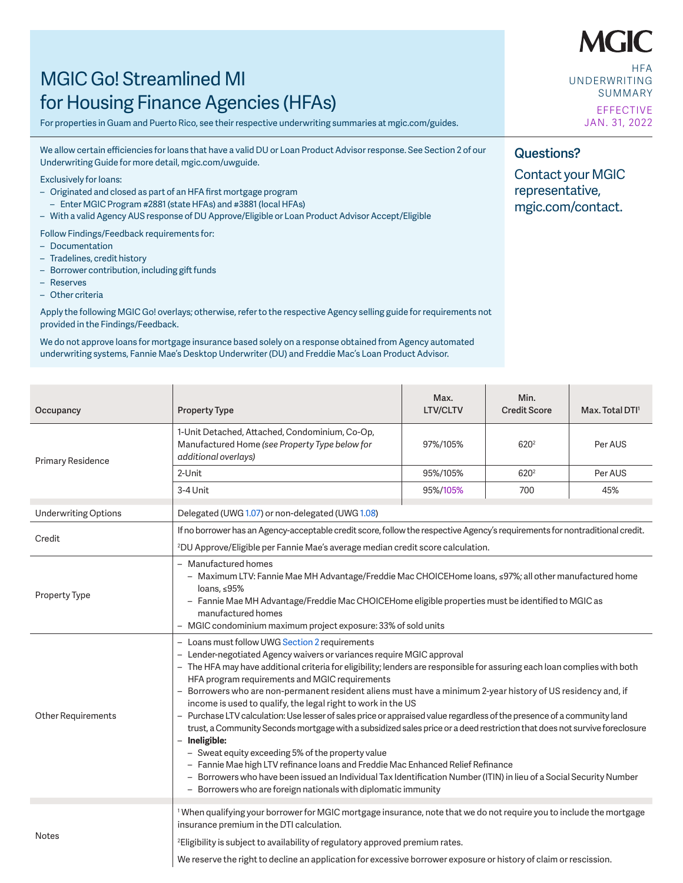# MGIC Go! Streamlined MI for Housing Finance Agencies (HFAs)

For properties in Guam and Puerto Rico, see their respective underwriting summaries at mgic.com/guides.

MGIC

HFA UNDERWRITING SUMMARY

EFFECTIVE JAN. 31, 2022

We allow certain efficiencies for loans that have a valid DU or Loan Product Advisor response. See Section 2 of our Underwriting Guide for more detail, mgic.com/uwguide.

Exclusively for loans:

- Originated and closed as part of an HFA first mortgage program
  - Enter MGIC Program #2881 (state HFAs) and #3881 (local HFAs)
- With a valid Agency AUS response of DU Approve/Eligible or Loan Product Advisor Accept/Eligible

Follow Findings/Feedback requirements for:

- Documentation
- Tradelines, credit history
- Borrower contribution, including gift funds
- Reserves
- Other criteria

Apply the following MGIC Go! overlays; otherwise, refer to the respective Agency selling guide for requirements not provided in the Findings/Feedback.

We do not approve loans for mortgage insurance based solely on a response obtained from Agency automated underwriting systems, Fannie Mae's Desktop Underwriter (DU) and Freddie Mac's Loan Product Advisor.

## Questions?

Contact your MGIC representative, mgic.com/contact.

| Occupancy | Property Type | Max. LTV/CLTV | Min. Credit Score | Max. Total DTI[1] |
|---|---|---|---|---|
| Primary Residence | 1-Unit Detached, Attached, Condominium, Co-Op, Manufactured Home *(see Property Type below for additional overlays)* | 97%/105% | 620[2] | Per AUS |
| | 2-Unit | 95%/105% | 620[2] | Per AUS |
| | 3-4 Unit | 95%/105% | 700 | 45% |

| | |
|---|---|
| Underwriting Options | Delegated (UWG 1.07) or non-delegated (UWG 1.08) |
| Credit | If no borrower has an Agency-acceptable credit score, follow the respective Agency's requirements for nontraditional credit.<br><br>[2]DU Approve/Eligible per Fannie Mae's average median credit score calculation. |
| Property Type | – Manufactured homes<br>&nbsp;&nbsp;– Maximum LTV: Fannie Mae MH Advantage/Freddie Mac CHOICEHome loans, ≤97%; all other manufactured home loans, ≤95%<br>&nbsp;&nbsp;– Fannie Mae MH Advantage/Freddie Mac CHOICEHome eligible properties must be identified to MGIC as manufactured homes<br>– MGIC condominium maximum project exposure: 33% of sold units |
| Other Requirements | – Loans must follow UWG Section 2 requirements<br>– Lender-negotiated Agency waivers or variances require MGIC approval<br>– The HFA may have additional criteria for eligibility; lenders are responsible for assuring each loan complies with both HFA program requirements and MGIC requirements<br>– Borrowers who are non-permanent resident aliens must have a minimum 2-year history of US residency and, if income is used to qualify, the legal right to work in the US<br>– Purchase LTV calculation: Use lesser of sales price or appraised value regardless of the presence of a community land trust, a Community Seconds mortgage with a subsidized sales price or a deed restriction that does not survive foreclosure<br>– **Ineligible:**<br>&nbsp;&nbsp;– Sweat equity exceeding 5% of the property value<br>&nbsp;&nbsp;– Fannie Mae high LTV refinance loans and Freddie Mac Enhanced Relief Refinance<br>&nbsp;&nbsp;– Borrowers who have been issued an Individual Tax Identification Number (ITIN) in lieu of a Social Security Number<br>&nbsp;&nbsp;– Borrowers who are foreign nationals with diplomatic immunity |
| Notes | [1] When qualifying your borrower for MGIC mortgage insurance, note that we do not require you to include the mortgage insurance premium in the DTI calculation.<br><br>[2]Eligibility is subject to availability of regulatory approved premium rates.<br><br>We reserve the right to decline an application for excessive borrower exposure or history of claim or rescission. |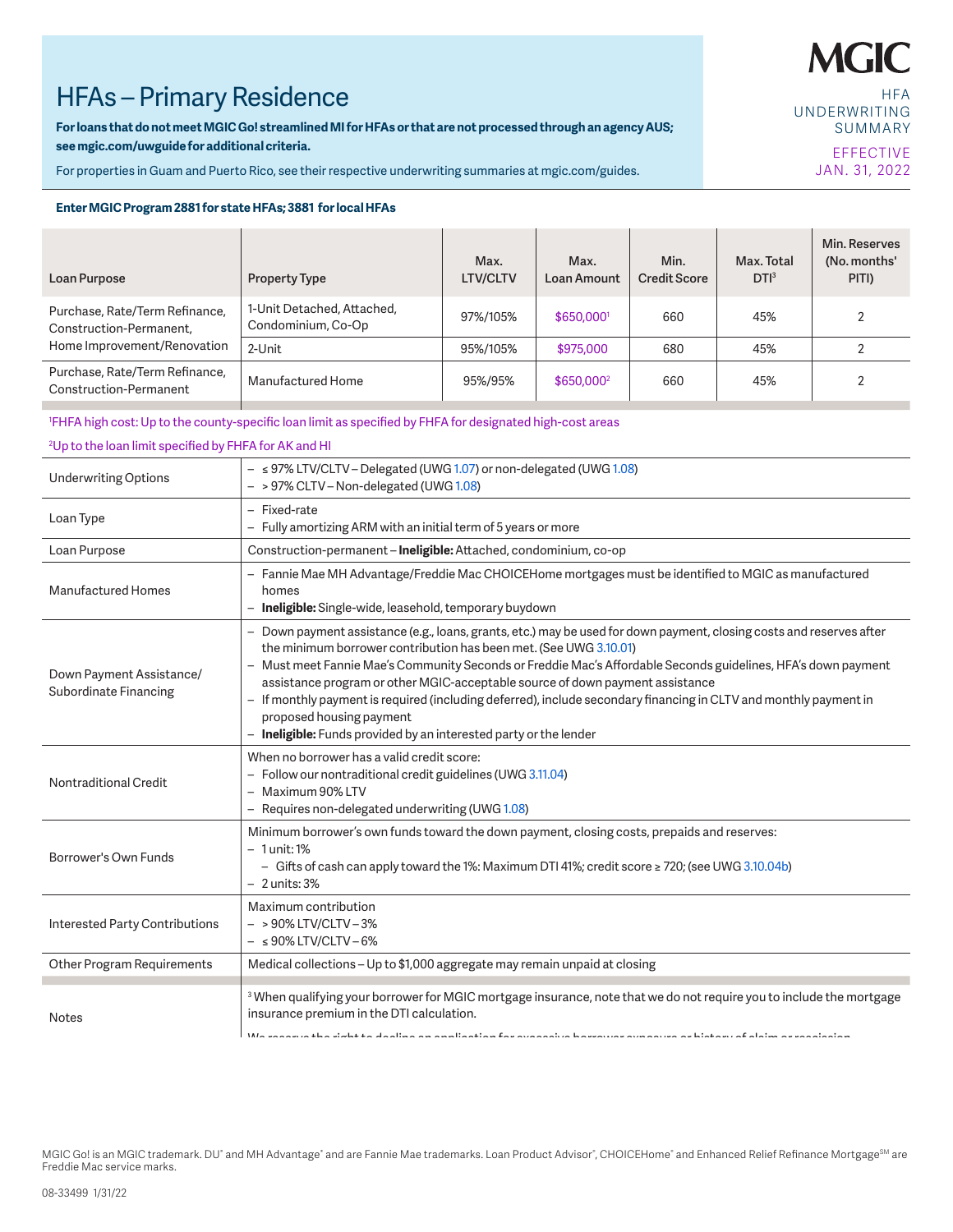# HFAs – Primary Residence

**For loans that do not meet MGIC Go! streamlined MI for HFAs or that are not processed through an agency AUS; see mgic.com/uwguide for additional criteria.**

For properties in Guam and Puerto Rico, see their respective underwriting summaries at mgic.com/guides.

MGIC

HFA UNDERWRITING SUMMARY

EFFECTIVE JAN. 31, 2022

**Enter MGIC Program 2881 for state HFAs; 3881 for local HFAs**

| Loan Purpose | Property Type | Max. LTV/CLTV | Max. Loan Amount | Min. Credit Score | Max. Total DTI[3] | Min. Reserves (No. months' PITI) |
|---|---|---|---|---|---|---|
| Purchase, Rate/Term Refinance, Construction-Permanent, Home Improvement/Renovation | 1-Unit Detached, Attached, Condominium, Co-Op | 97%/105% | $650,000[1] | 660 | 45% | 2 |
| | 2-Unit | 95%/105% | $975,000 | 680 | 45% | 2 |
| Purchase, Rate/Term Refinance, Construction-Permanent | Manufactured Home | 95%/95% | $650,000[2] | 660 | 45% | 2 |

[1]FHFA high cost: Up to the county-specific loan limit as specified by FHFA for designated high-cost areas

[2]Up to the loan limit specified by FHFA for AK and HI

| | |
|---|---|
| Underwriting Options | – ≤ 97% LTV/CLTV – Delegated (UWG 1.07) or non-delegated (UWG 1.08)<br>– > 97% CLTV – Non-delegated (UWG 1.08) |
| Loan Type | – Fixed-rate<br>– Fully amortizing ARM with an initial term of 5 years or more |
| Loan Purpose | Construction-permanent – **Ineligible:** Attached, condominium, co-op |
| Manufactured Homes | – Fannie Mae MH Advantage/Freddie Mac CHOICEHome mortgages must be identified to MGIC as manufactured homes<br>– **Ineligible:** Single-wide, leasehold, temporary buydown |
| Down Payment Assistance/ Subordinate Financing | – Down payment assistance (e.g., loans, grants, etc.) may be used for down payment, closing costs and reserves after the minimum borrower contribution has been met. (See UWG 3.10.01)<br>– Must meet Fannie Mae's Community Seconds or Freddie Mac's Affordable Seconds guidelines, HFA's down payment assistance program or other MGIC-acceptable source of down payment assistance<br>– If monthly payment is required (including deferred), include secondary financing in CLTV and monthly payment in proposed housing payment<br>– **Ineligible:** Funds provided by an interested party or the lender |
| Nontraditional Credit | When no borrower has a valid credit score:<br>– Follow our nontraditional credit guidelines (UWG 3.11.04)<br>– Maximum 90% LTV<br>– Requires non-delegated underwriting (UWG 1.08) |
| Borrower's Own Funds | Minimum borrower's own funds toward the down payment, closing costs, prepaids and reserves:<br>– 1 unit: 1%<br>  – Gifts of cash can apply toward the 1%: Maximum DTI 41%; credit score ≥ 720; (see UWG 3.10.04b)<br>– 2 units: 3% |
| Interested Party Contributions | Maximum contribution<br>– > 90% LTV/CLTV – 3%<br>– ≤ 90% LTV/CLTV – 6% |
| Other Program Requirements | Medical collections – Up to $1,000 aggregate may remain unpaid at closing |
| Notes | [3] When qualifying your borrower for MGIC mortgage insurance, note that we do not require you to include the mortgage insurance premium in the DTI calculation.<br>We reserve the right to decline an application for excessive borrower exposure or history of claim or rescission |

MGIC Go! is an MGIC trademark. DU® and MH Advantage® and are Fannie Mae trademarks. Loan Product Advisor®, CHOICEHome® and Enhanced Relief Refinance Mortgage℠ are Freddie Mac service marks.

08-33499 1/31/22